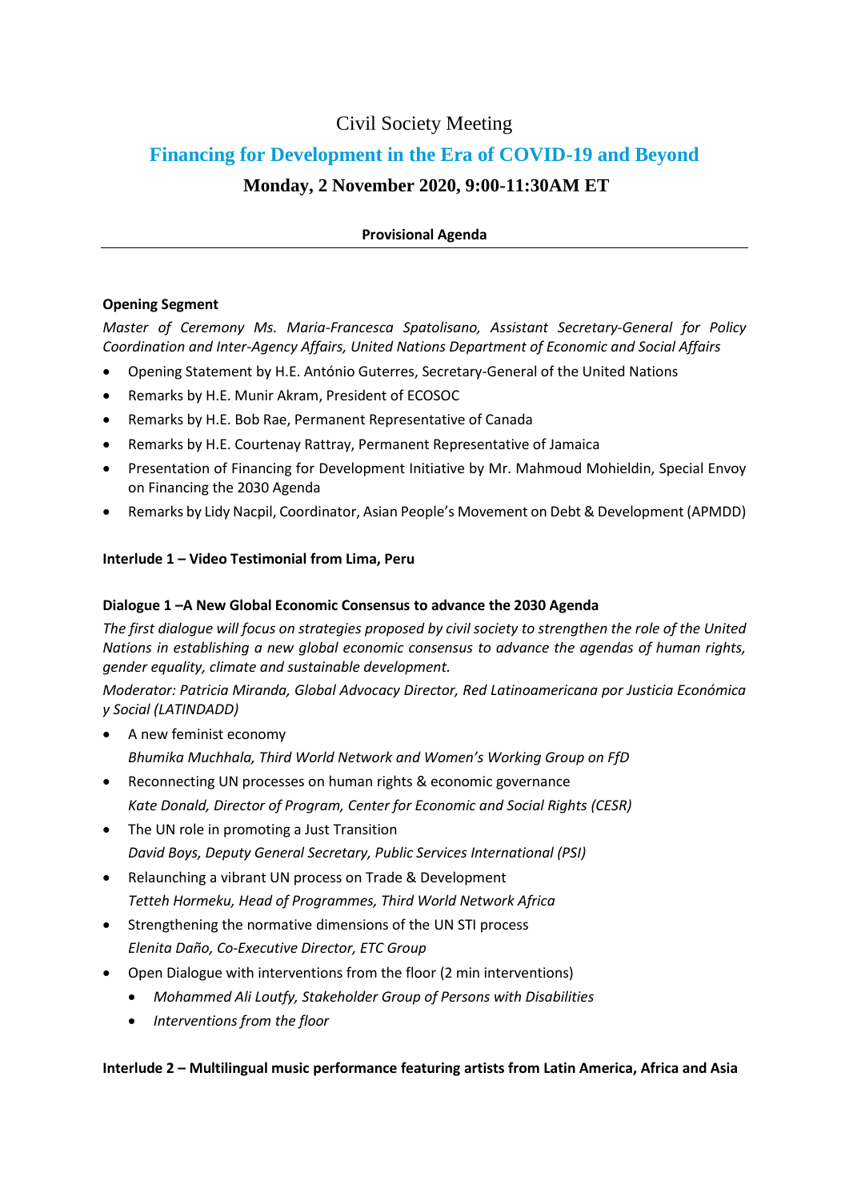Civil Society Meeting

# Financing for Development in the Era of COVID-19 and Beyond

## Monday, 2 November 2020, 9:00-11:30AM ET

**Provisional Agenda**

---

**Opening Segment**

*Master of Ceremony Ms. Maria-Francesca Spatolisano, Assistant Secretary-General for Policy Coordination and Inter-Agency Affairs, United Nations Department of Economic and Social Affairs*

- Opening Statement by H.E. António Guterres, Secretary-General of the United Nations
- Remarks by H.E. Munir Akram, President of ECOSOC
- Remarks by H.E. Bob Rae, Permanent Representative of Canada
- Remarks by H.E. Courtenay Rattray, Permanent Representative of Jamaica
- Presentation of Financing for Development Initiative by Mr. Mahmoud Mohieldin, Special Envoy on Financing the 2030 Agenda
- Remarks by Lidy Nacpil, Coordinator, Asian People's Movement on Debt & Development (APMDD)

**Interlude 1 – Video Testimonial from Lima, Peru**

**Dialogue 1 –A New Global Economic Consensus to advance the 2030 Agenda**

*The first dialogue will focus on strategies proposed by civil society to strengthen the role of the United Nations in establishing a new global economic consensus to advance the agendas of human rights, gender equality, climate and sustainable development.*

*Moderator: Patricia Miranda, Global Advocacy Director, Red Latinoamericana por Justicia Económica y Social (LATINDADD)*

- A new feminist economy
  *Bhumika Muchhala, Third World Network and Women's Working Group on FfD*
- Reconnecting UN processes on human rights & economic governance
  *Kate Donald, Director of Program, Center for Economic and Social Rights (CESR)*
- The UN role in promoting a Just Transition
  *David Boys, Deputy General Secretary, Public Services International (PSI)*
- Relaunching a vibrant UN process on Trade & Development
  *Tetteh Hormeku, Head of Programmes, Third World Network Africa*
- Strengthening the normative dimensions of the UN STI process
  *Elenita Daño, Co-Executive Director, ETC Group*
- Open Dialogue with interventions from the floor (2 min interventions)
  - *Mohammed Ali Loutfy, Stakeholder Group of Persons with Disabilities*
  - *Interventions from the floor*

**Interlude 2 – Multilingual music performance featuring artists from Latin America, Africa and Asia**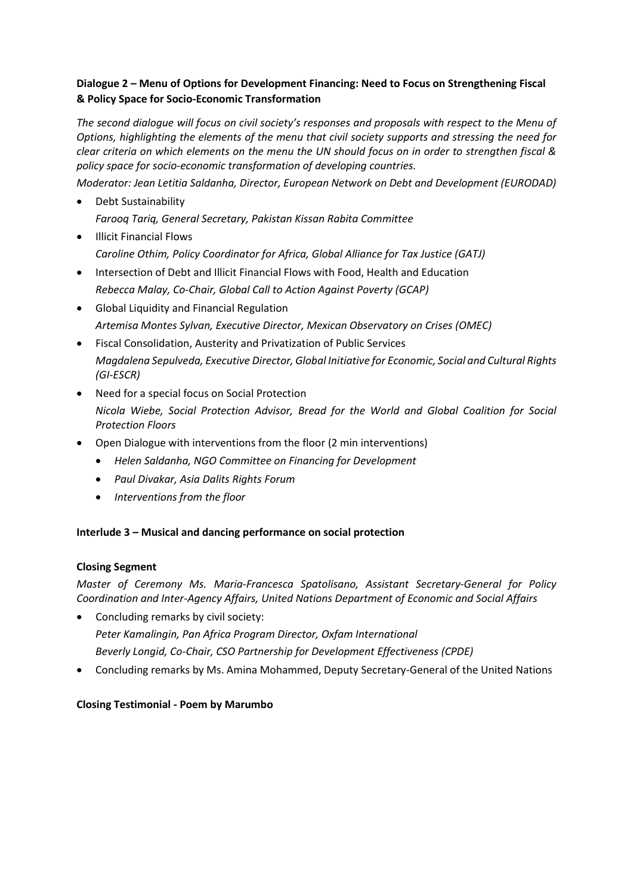**Dialogue 2 – Menu of Options for Development Financing: Need to Focus on Strengthening Fiscal & Policy Space for Socio-Economic Transformation**

*The second dialogue will focus on civil society's responses and proposals with respect to the Menu of Options, highlighting the elements of the menu that civil society supports and stressing the need for clear criteria on which elements on the menu the UN should focus on in order to strengthen fiscal & policy space for socio-economic transformation of developing countries.*

*Moderator: Jean Letitia Saldanha, Director, European Network on Debt and Development (EURODAD)*

- Debt Sustainability
  *Farooq Tariq, General Secretary, Pakistan Kissan Rabita Committee*
- Illicit Financial Flows
  *Caroline Othim, Policy Coordinator for Africa, Global Alliance for Tax Justice (GATJ)*
- Intersection of Debt and Illicit Financial Flows with Food, Health and Education
  *Rebecca Malay, Co-Chair, Global Call to Action Against Poverty (GCAP)*
- Global Liquidity and Financial Regulation
  *Artemisa Montes Sylvan, Executive Director, Mexican Observatory on Crises (OMEC)*
- Fiscal Consolidation, Austerity and Privatization of Public Services
  *Magdalena Sepulveda, Executive Director, Global Initiative for Economic, Social and Cultural Rights (GI-ESCR)*
- Need for a special focus on Social Protection
  *Nicola Wiebe, Social Protection Advisor, Bread for the World and Global Coalition for Social Protection Floors*
- Open Dialogue with interventions from the floor (2 min interventions)
  - *Helen Saldanha, NGO Committee on Financing for Development*
  - *Paul Divakar, Asia Dalits Rights Forum*
  - *Interventions from the floor*

**Interlude 3 – Musical and dancing performance on social protection**

**Closing Segment**

*Master of Ceremony Ms. Maria-Francesca Spatolisano, Assistant Secretary-General for Policy Coordination and Inter-Agency Affairs, United Nations Department of Economic and Social Affairs*

- Concluding remarks by civil society:
  *Peter Kamalingin, Pan Africa Program Director, Oxfam International*
  *Beverly Longid, Co-Chair, CSO Partnership for Development Effectiveness (CPDE)*
- Concluding remarks by Ms. Amina Mohammed, Deputy Secretary-General of the United Nations

**Closing Testimonial - Poem by Marumbo**